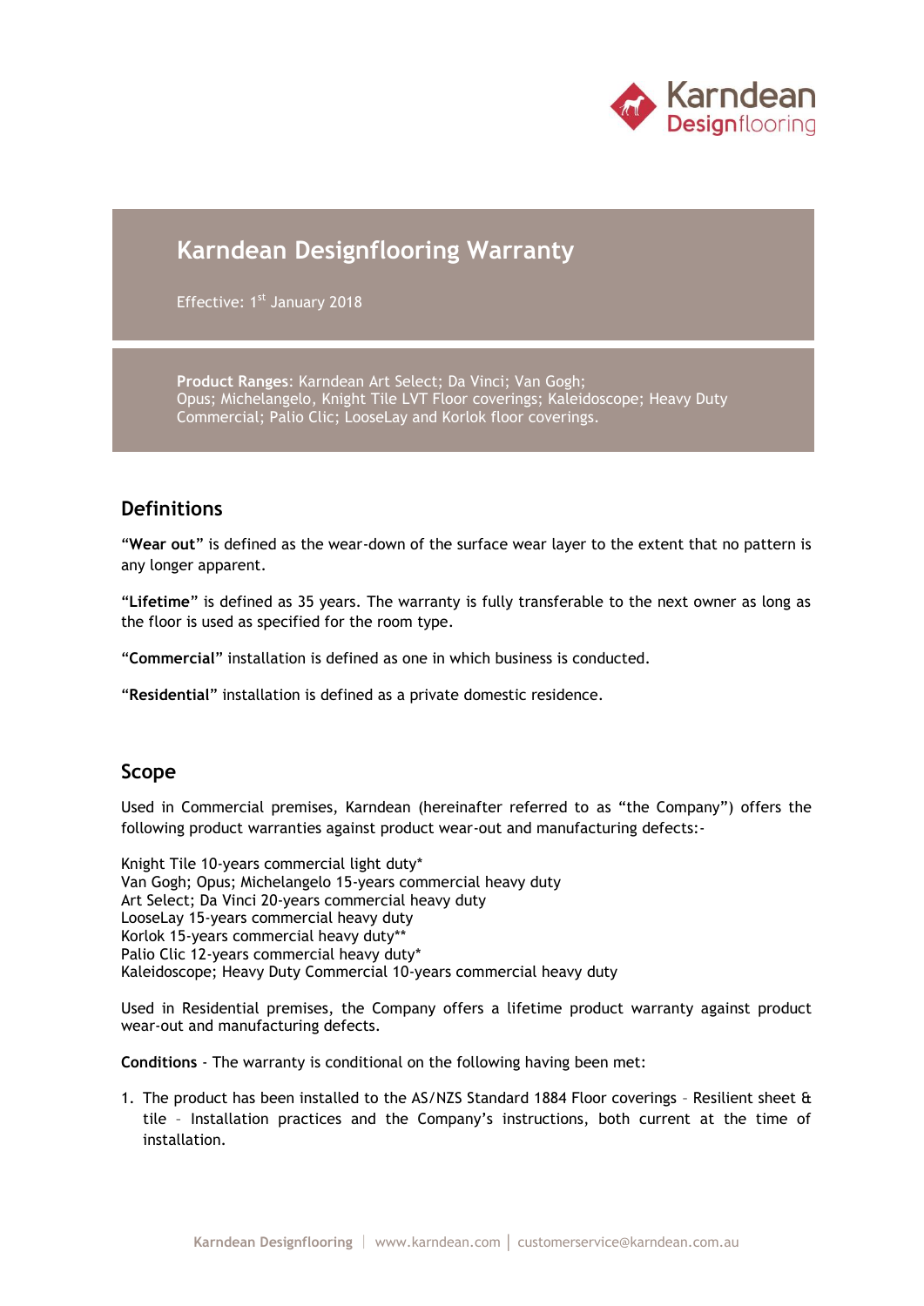# Karndean Designflooring Warranty

Effective: 1st January 2018

**Product Ranges**: Karndean Art Select; Da Vinci; Van Gogh; Opus; Michelangelo, Knight Tile LVT Floor coverings; Kaleidoscope; Heavy Duty Commercial; Palio Clic; LooseLay and Korlok floor coverings.

## Definitions

"**Wear out**" is defined as the wear-down of the surface wear layer to the extent that no pattern is any longer apparent.

"**Lifetime**" is defined as 35 years. The warranty is fully transferable to the next owner as long as the floor is used as specified for the room type.

"**Commercial**" installation is defined as one in which business is conducted.

"**Residential**" installation is defined as a private domestic residence.

## Scope

Used in Commercial premises, Karndean (hereinafter referred to as "the Company") offers the following product warranties against product wear-out and manufacturing defects:-

Knight Tile 10-years commercial light duty*
Van Gogh; Opus; Michelangelo 15-years commercial heavy duty
Art Select; Da Vinci 20-years commercial heavy duty
LooseLay 15-years commercial heavy duty
Korlok 15-years commercial heavy duty**
Palio Clic 12-years commercial heavy duty*
Kaleidoscope; Heavy Duty Commercial 10-years commercial heavy duty

Used in Residential premises, the Company offers a lifetime product warranty against product wear-out and manufacturing defects.

**Conditions** - The warranty is conditional on the following having been met:

1. The product has been installed to the AS/NZS Standard 1884 Floor coverings – Resilient sheet & tile – Installation practices and the Company's instructions, both current at the time of installation.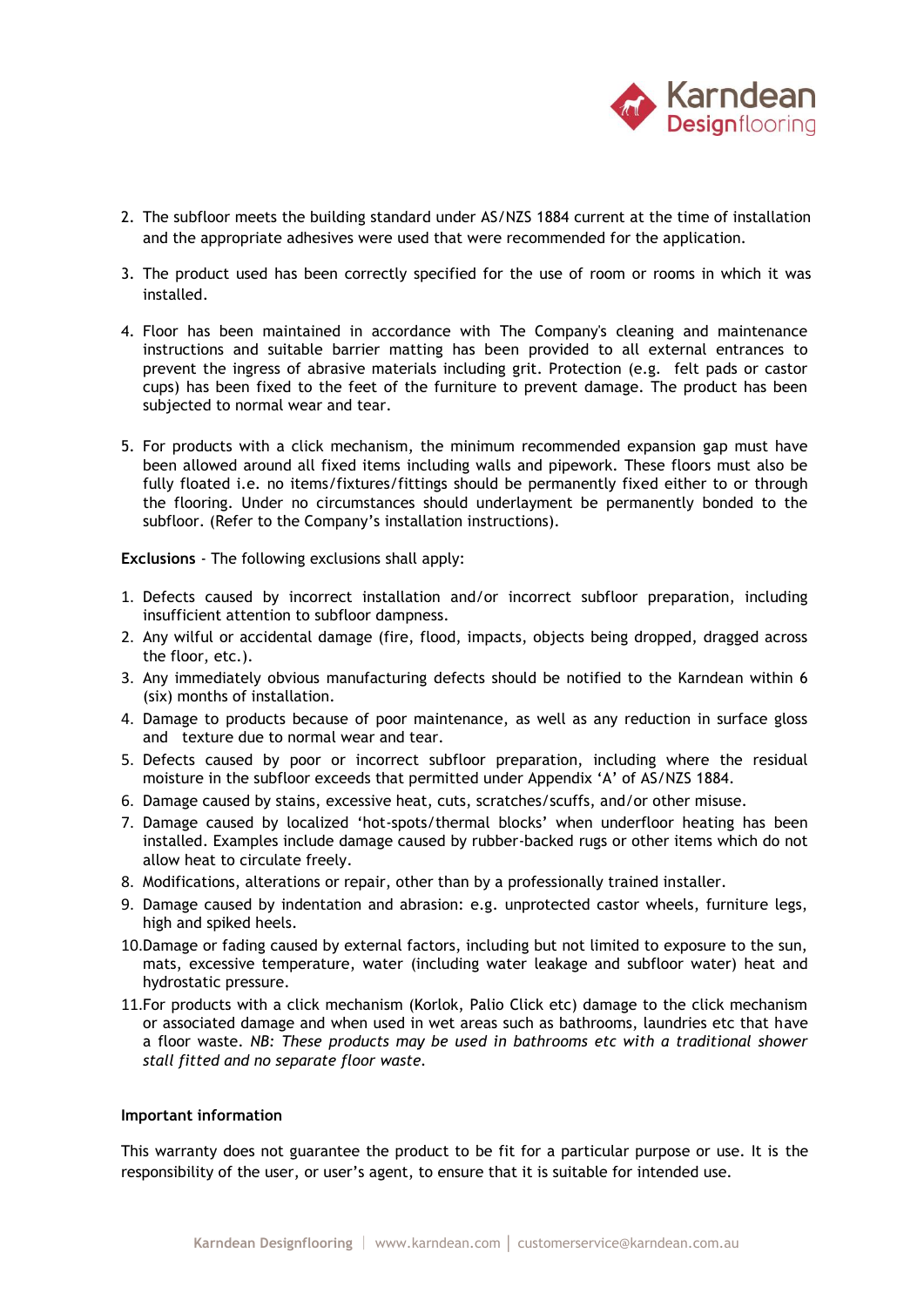2. The subfloor meets the building standard under AS/NZS 1884 current at the time of installation and the appropriate adhesives were used that were recommended for the application.

3. The product used has been correctly specified for the use of room or rooms in which it was installed.

4. Floor has been maintained in accordance with The Company's cleaning and maintenance instructions and suitable barrier matting has been provided to all external entrances to prevent the ingress of abrasive materials including grit. Protection (e.g. felt pads or castor cups) has been fixed to the feet of the furniture to prevent damage. The product has been subjected to normal wear and tear.

5. For products with a click mechanism, the minimum recommended expansion gap must have been allowed around all fixed items including walls and pipework. These floors must also be fully floated i.e. no items/fixtures/fittings should be permanently fixed either to or through the flooring. Under no circumstances should underlayment be permanently bonded to the subfloor. (Refer to the Company's installation instructions).

**Exclusions** - The following exclusions shall apply:

1. Defects caused by incorrect installation and/or incorrect subfloor preparation, including insufficient attention to subfloor dampness.
2. Any wilful or accidental damage (fire, flood, impacts, objects being dropped, dragged across the floor, etc.).
3. Any immediately obvious manufacturing defects should be notified to the Karndean within 6 (six) months of installation.
4. Damage to products because of poor maintenance, as well as any reduction in surface gloss and texture due to normal wear and tear.
5. Defects caused by poor or incorrect subfloor preparation, including where the residual moisture in the subfloor exceeds that permitted under Appendix 'A' of AS/NZS 1884.
6. Damage caused by stains, excessive heat, cuts, scratches/scuffs, and/or other misuse.
7. Damage caused by localized 'hot-spots/thermal blocks' when underfloor heating has been installed. Examples include damage caused by rubber-backed rugs or other items which do not allow heat to circulate freely.
8. Modifications, alterations or repair, other than by a professionally trained installer.
9. Damage caused by indentation and abrasion: e.g. unprotected castor wheels, furniture legs, high and spiked heels.
10. Damage or fading caused by external factors, including but not limited to exposure to the sun, mats, excessive temperature, water (including water leakage and subfloor water) heat and hydrostatic pressure.
11. For products with a click mechanism (Korlok, Palio Click etc) damage to the click mechanism or associated damage and when used in wet areas such as bathrooms, laundries etc that have a floor waste. *NB: These products may be used in bathrooms etc with a traditional shower stall fitted and no separate floor waste.*

**Important information**

This warranty does not guarantee the product to be fit for a particular purpose or use. It is the responsibility of the user, or user's agent, to ensure that it is suitable for intended use.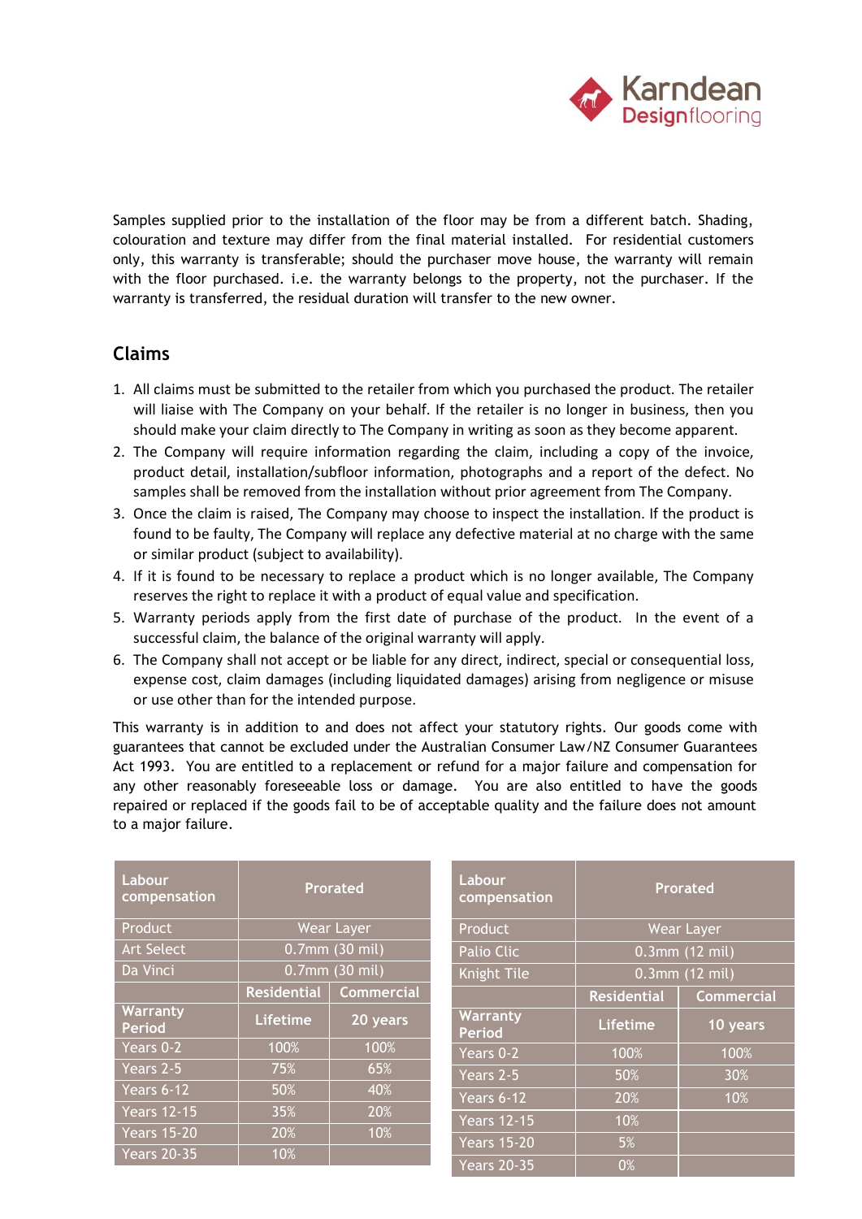Samples supplied prior to the installation of the floor may be from a different batch. Shading, colouration and texture may differ from the final material installed. For residential customers only, this warranty is transferable; should the purchaser move house, the warranty will remain with the floor purchased. i.e. the warranty belongs to the property, not the purchaser. If the warranty is transferred, the residual duration will transfer to the new owner.

## Claims

1. All claims must be submitted to the retailer from which you purchased the product. The retailer will liaise with The Company on your behalf. If the retailer is no longer in business, then you should make your claim directly to The Company in writing as soon as they become apparent.
2. The Company will require information regarding the claim, including a copy of the invoice, product detail, installation/subfloor information, photographs and a report of the defect. No samples shall be removed from the installation without prior agreement from The Company.
3. Once the claim is raised, The Company may choose to inspect the installation. If the product is found to be faulty, The Company will replace any defective material at no charge with the same or similar product (subject to availability).
4. If it is found to be necessary to replace a product which is no longer available, The Company reserves the right to replace it with a product of equal value and specification.
5. Warranty periods apply from the first date of purchase of the product. In the event of a successful claim, the balance of the original warranty will apply.
6. The Company shall not accept or be liable for any direct, indirect, special or consequential loss, expense cost, claim damages (including liquidated damages) arising from negligence or misuse or use other than for the intended purpose.

This warranty is in addition to and does not affect your statutory rights. Our goods come with guarantees that cannot be excluded under the Australian Consumer Law/NZ Consumer Guarantees Act 1993. You are entitled to a replacement or refund for a major failure and compensation for any other reasonably foreseeable loss or damage. You are also entitled to have the goods repaired or replaced if the goods fail to be of acceptable quality and the failure does not amount to a major failure.

| Labour compensation | Prorated | |
|---|---|---|
| Product | Wear Layer | |
| Art Select | 0.7mm (30 mil) | |
| Da Vinci | 0.7mm (30 mil) | |
| | Residential | Commercial |
| Warranty Period | Lifetime | 20 years |
| Years 0-2 | 100% | 100% |
| Years 2-5 | 75% | 65% |
| Years 6-12 | 50% | 40% |
| Years 12-15 | 35% | 20% |
| Years 15-20 | 20% | 10% |
| Years 20-35 | 10% | |

| Labour compensation | Prorated | |
|---|---|---|
| Product | Wear Layer | |
| Palio Clic | 0.3mm (12 mil) | |
| Knight Tile | 0.3mm (12 mil) | |
| | Residential | Commercial |
| Warranty Period | Lifetime | 10 years |
| Years 0-2 | 100% | 100% |
| Years 2-5 | 50% | 30% |
| Years 6-12 | 20% | 10% |
| Years 12-15 | 10% | |
| Years 15-20 | 5% | |
| Years 20-35 | 0% | |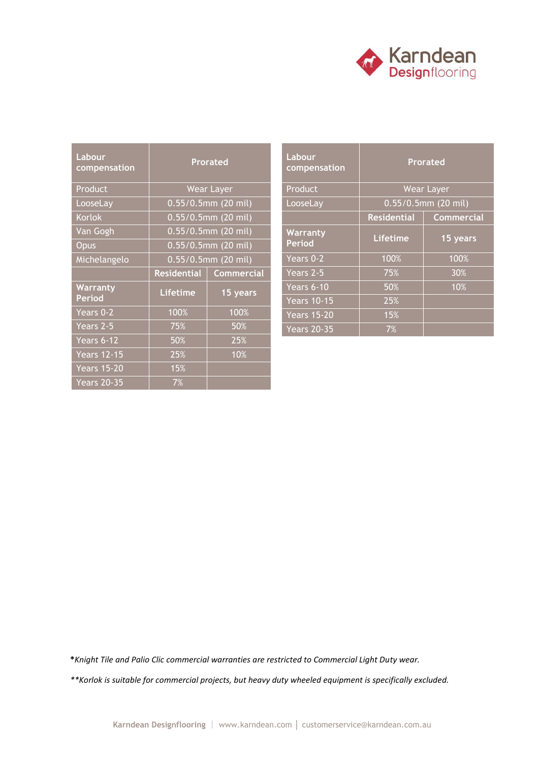| Labour compensation | Prorated | |
|---|---|---|
| Product | Wear Layer | |
| LooseLay | 0.55/0.5mm (20 mil) | |
| Korlok | 0.55/0.5mm (20 mil) | |
| Van Gogh | 0.55/0.5mm (20 mil) | |
| Opus | 0.55/0.5mm (20 mil) | |
| Michelangelo | 0.55/0.5mm (20 mil) | |
| | Residential | Commercial |
| Warranty Period | Lifetime | 15 years |
| Years 0-2 | 100% | 100% |
| Years 2-5 | 75% | 50% |
| Years 6-12 | 50% | 25% |
| Years 12-15 | 25% | 10% |
| Years 15-20 | 15% | |
| Years 20-35 | 7% | |

| Labour compensation | Prorated | |
|---|---|---|
| Product | Wear Layer | |
| LooseLay | 0.55/0.5mm (20 mil) | |
| | Residential | Commercial |
| Warranty Period | Lifetime | 15 years |
| Years 0-2 | 100% | 100% |
| Years 2-5 | 75% | 30% |
| Years 6-10 | 50% | 10% |
| Years 10-15 | 25% | |
| Years 15-20 | 15% | |
| Years 20-35 | 7% | |

**\***_Knight Tile and Palio Clic commercial warranties are restricted to Commercial Light Duty wear._

_\*\*Korlok is suitable for commercial projects, but heavy duty wheeled equipment is specifically excluded._